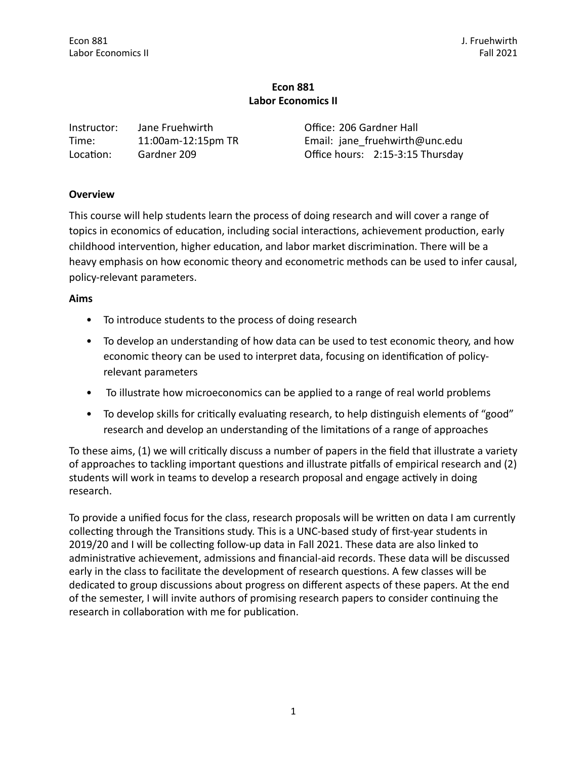# Econ 881
## Labor Economics II

| | | |
|---|---|---|
| Instructor: | Jane Fruehwirth | Office: 206 Gardner Hall |
| Time: | 11:00am-12:15pm TR | Email: jane_fruehwirth@unc.edu |
| Location: | Gardner 209 | Office hours: 2:15-3:15 Thursday |

**Overview**

This course will help students learn the process of doing research and will cover a range of topics in economics of education, including social interactions, achievement production, early childhood intervention, higher education, and labor market discrimination. There will be a heavy emphasis on how economic theory and econometric methods can be used to infer causal, policy-relevant parameters.

**Aims**

- To introduce students to the process of doing research
- To develop an understanding of how data can be used to test economic theory, and how economic theory can be used to interpret data, focusing on identification of policy-relevant parameters
- To illustrate how microeconomics can be applied to a range of real world problems
- To develop skills for critically evaluating research, to help distinguish elements of "good" research and develop an understanding of the limitations of a range of approaches

To these aims, (1) we will critically discuss a number of papers in the field that illustrate a variety of approaches to tackling important questions and illustrate pitfalls of empirical research and (2) students will work in teams to develop a research proposal and engage actively in doing research.

To provide a unified focus for the class, research proposals will be written on data I am currently collecting through the Transitions study. This is a UNC-based study of first-year students in 2019/20 and I will be collecting follow-up data in Fall 2021. These data are also linked to administrative achievement, admissions and financial-aid records. These data will be discussed early in the class to facilitate the development of research questions. A few classes will be dedicated to group discussions about progress on different aspects of these papers. At the end of the semester, I will invite authors of promising research papers to consider continuing the research in collaboration with me for publication.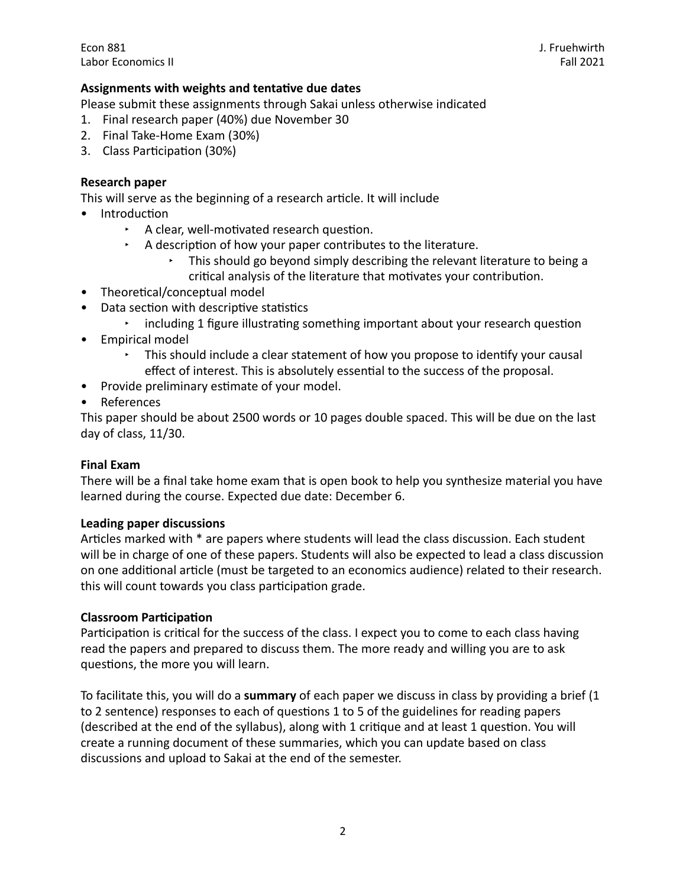**Assignments with weights and tentative due dates**

Please submit these assignments through Sakai unless otherwise indicated

1. Final research paper (40%) due November 30
2. Final Take-Home Exam (30%)
3. Class Participation (30%)

**Research paper**

This will serve as the beginning of a research article. It will include

- Introduction
    - A clear, well-motivated research question.
    - A description of how your paper contributes to the literature.
        - This should go beyond simply describing the relevant literature to being a critical analysis of the literature that motivates your contribution.
- Theoretical/conceptual model
- Data section with descriptive statistics
    - including 1 figure illustrating something important about your research question
- Empirical model
    - This should include a clear statement of how you propose to identify your causal effect of interest. This is absolutely essential to the success of the proposal.
- Provide preliminary estimate of your model.
- References

This paper should be about 2500 words or 10 pages double spaced. This will be due on the last day of class, 11/30.

**Final Exam**

There will be a final take home exam that is open book to help you synthesize material you have learned during the course. Expected due date: December 6.

**Leading paper discussions**

Articles marked with * are papers where students will lead the class discussion. Each student will be in charge of one of these papers. Students will also be expected to lead a class discussion on one additional article (must be targeted to an economics audience) related to their research. this will count towards you class participation grade.

**Classroom Participation**

Participation is critical for the success of the class. I expect you to come to each class having read the papers and prepared to discuss them. The more ready and willing you are to ask questions, the more you will learn.

To facilitate this, you will do a **summary** of each paper we discuss in class by providing a brief (1 to 2 sentence) responses to each of questions 1 to 5 of the guidelines for reading papers (described at the end of the syllabus), along with 1 critique and at least 1 question. You will create a running document of these summaries, which you can update based on class discussions and upload to Sakai at the end of the semester.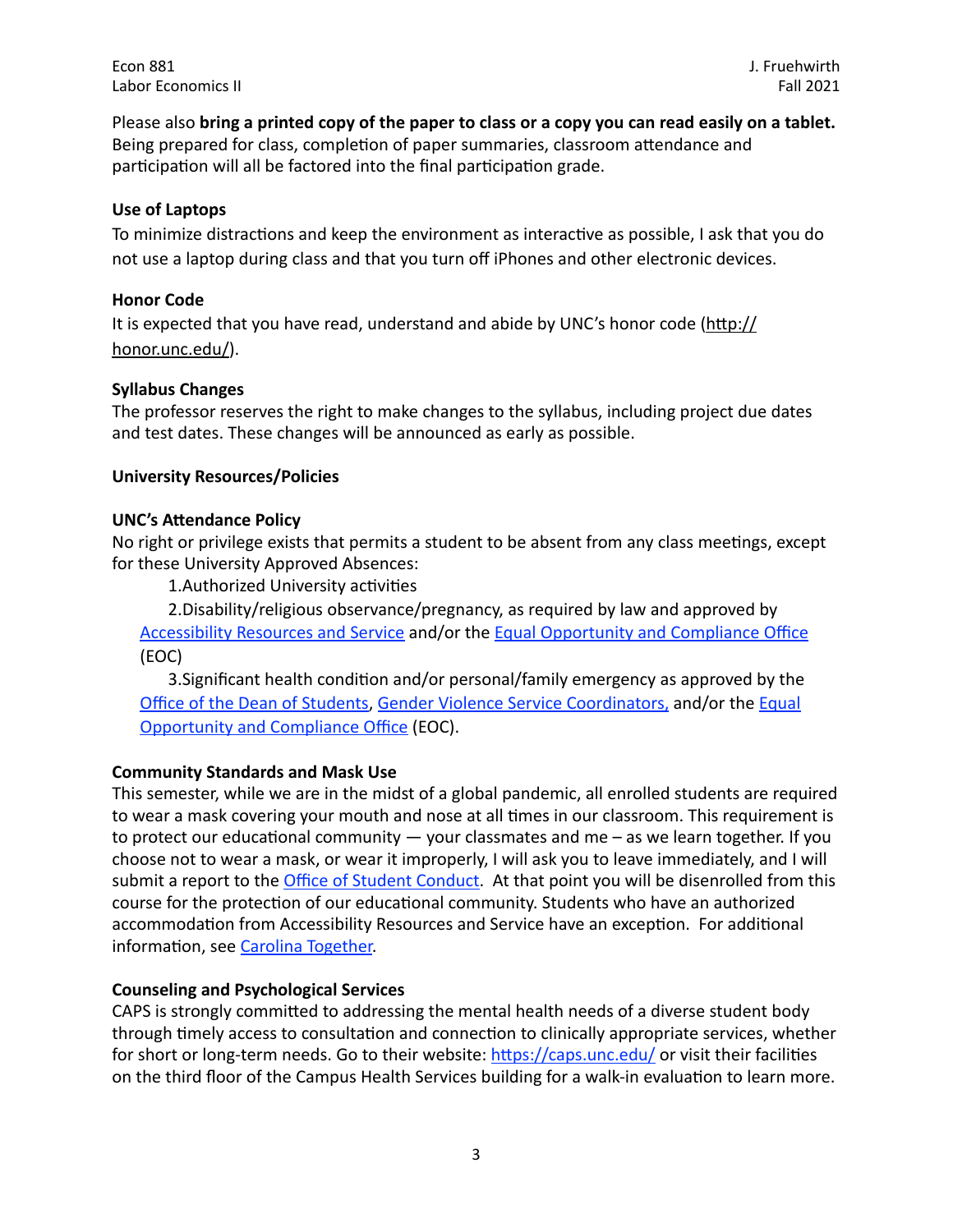Please also **bring a printed copy of the paper to class or a copy you can read easily on a tablet.** Being prepared for class, completion of paper summaries, classroom attendance and participation will all be factored into the final participation grade.

**Use of Laptops**

To minimize distractions and keep the environment as interactive as possible, I ask that you do not use a laptop during class and that you turn off iPhones and other electronic devices.

**Honor Code**

It is expected that you have read, understand and abide by UNC's honor code (http://honor.unc.edu/).

**Syllabus Changes**

The professor reserves the right to make changes to the syllabus, including project due dates and test dates. These changes will be announced as early as possible.

**University Resources/Policies**

**UNC's Attendance Policy**

No right or privilege exists that permits a student to be absent from any class meetings, except for these University Approved Absences:

1. Authorized University activities
2. Disability/religious observance/pregnancy, as required by law and approved by Accessibility Resources and Service and/or the Equal Opportunity and Compliance Office (EOC)
3. Significant health condition and/or personal/family emergency as approved by the Office of the Dean of Students, Gender Violence Service Coordinators, and/or the Equal Opportunity and Compliance Office (EOC).

**Community Standards and Mask Use**

This semester, while we are in the midst of a global pandemic, all enrolled students are required to wear a mask covering your mouth and nose at all times in our classroom. This requirement is to protect our educational community — your classmates and me – as we learn together. If you choose not to wear a mask, or wear it improperly, I will ask you to leave immediately, and I will submit a report to the Office of Student Conduct. At that point you will be disenrolled from this course for the protection of our educational community. Students who have an authorized accommodation from Accessibility Resources and Service have an exception. For additional information, see Carolina Together.

**Counseling and Psychological Services**

CAPS is strongly committed to addressing the mental health needs of a diverse student body through timely access to consultation and connection to clinically appropriate services, whether for short or long-term needs. Go to their website: https://caps.unc.edu/ or visit their facilities on the third floor of the Campus Health Services building for a walk-in evaluation to learn more.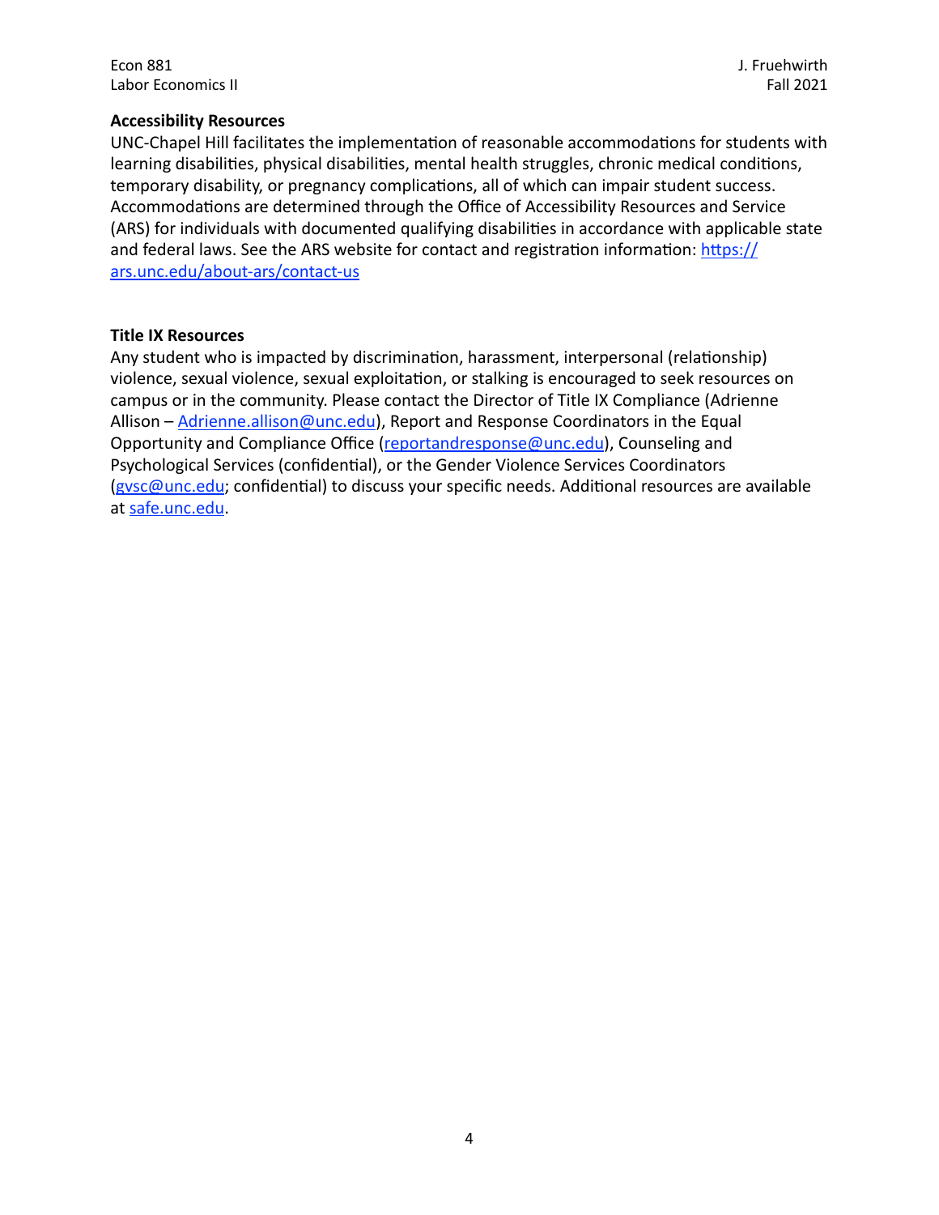**Accessibility Resources**

UNC-Chapel Hill facilitates the implementation of reasonable accommodations for students with learning disabilities, physical disabilities, mental health struggles, chronic medical conditions, temporary disability, or pregnancy complications, all of which can impair student success. Accommodations are determined through the Office of Accessibility Resources and Service (ARS) for individuals with documented qualifying disabilities in accordance with applicable state and federal laws. See the ARS website for contact and registration information: https://ars.unc.edu/about-ars/contact-us

**Title IX Resources**

Any student who is impacted by discrimination, harassment, interpersonal (relationship) violence, sexual violence, sexual exploitation, or stalking is encouraged to seek resources on campus or in the community. Please contact the Director of Title IX Compliance (Adrienne Allison – Adrienne.allison@unc.edu), Report and Response Coordinators in the Equal Opportunity and Compliance Office (reportandresponse@unc.edu), Counseling and Psychological Services (confidential), or the Gender Violence Services Coordinators (gvsc@unc.edu; confidential) to discuss your specific needs. Additional resources are available at safe.unc.edu.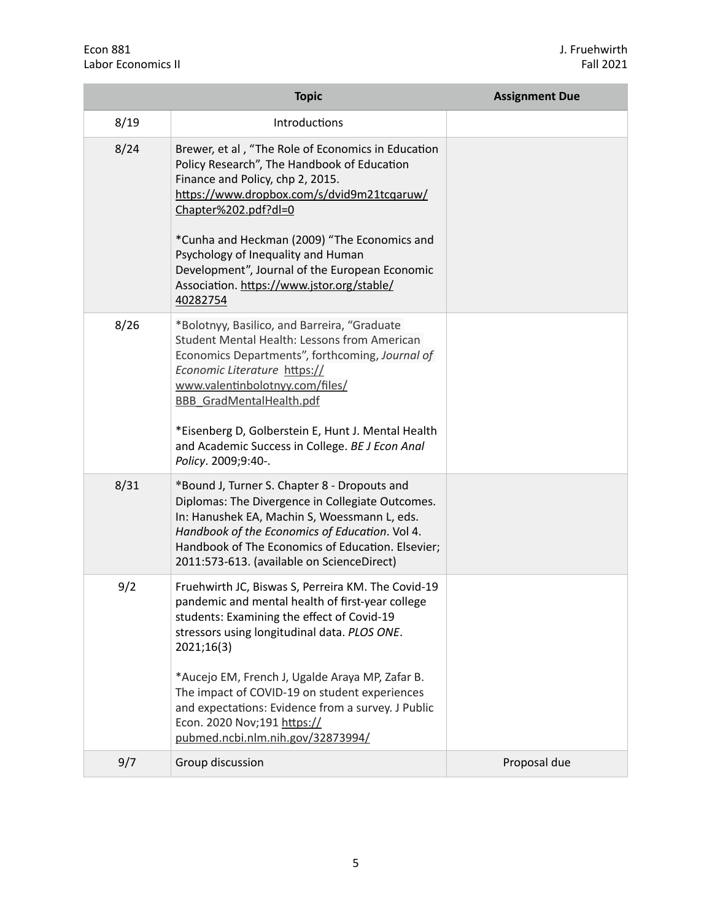| | Topic | Assignment Due |
|---|---|---|
| 8/19 | Introductions | |
| 8/24 | Brewer, et al , "The Role of Economics in Education Policy Research", The Handbook of Education Finance and Policy, chp 2, 2015. https://www.dropbox.com/s/dvid9m21tcqaruw/Chapter%202.pdf?dl=0<br><br>*Cunha and Heckman (2009) "The Economics and Psychology of Inequality and Human Development", Journal of the European Economic Association. https://www.jstor.org/stable/40282754 | |
| 8/26 | *Bolotnyy, Basilico, and Barreira, "Graduate Student Mental Health: Lessons from American Economics Departments", forthcoming, *Journal of Economic Literature* https://www.valentinbolotnyy.com/files/BBB_GradMentalHealth.pdf<br><br>*Eisenberg D, Golberstein E, Hunt J. Mental Health and Academic Success in College. *BE J Econ Anal Policy*. 2009;9:40-. | |
| 8/31 | *Bound J, Turner S. Chapter 8 - Dropouts and Diplomas: The Divergence in Collegiate Outcomes. In: Hanushek EA, Machin S, Woessmann L, eds. *Handbook of the Economics of Education*. Vol 4. Handbook of The Economics of Education. Elsevier; 2011:573-613. (available on ScienceDirect) | |
| 9/2 | Fruehwirth JC, Biswas S, Perreira KM. The Covid-19 pandemic and mental health of first-year college students: Examining the effect of Covid-19 stressors using longitudinal data. *PLOS ONE*. 2021;16(3)<br><br>*Aucejo EM, French J, Ugalde Araya MP, Zafar B. The impact of COVID-19 on student experiences and expectations: Evidence from a survey. J Public Econ. 2020 Nov;191 https://pubmed.ncbi.nlm.nih.gov/32873994/ | |
| 9/7 | Group discussion | Proposal due |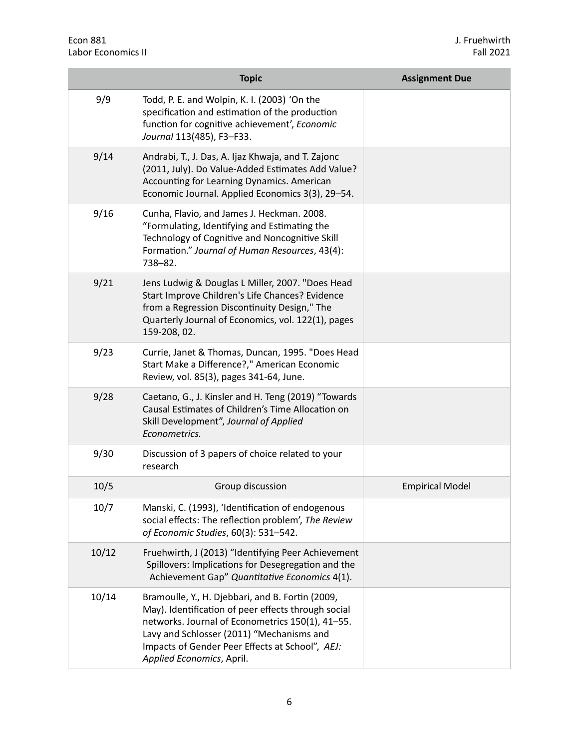| | Topic | Assignment Due |
|---|---|---|
| 9/9 | Todd, P. E. and Wolpin, K. I. (2003) 'On the specification and estimation of the production function for cognitive achievement', *Economic Journal* 113(485), F3–F33. | |
| 9/14 | Andrabi, T., J. Das, A. Ijaz Khwaja, and T. Zajonc (2011, July). Do Value-Added Estimates Add Value? Accounting for Learning Dynamics. American Economic Journal. Applied Economics 3(3), 29–54. | |
| 9/16 | Cunha, Flavio, and James J. Heckman. 2008. "Formulating, Identifying and Estimating the Technology of Cognitive and Noncognitive Skill Formation." *Journal of Human Resources*, 43(4): 738–82. | |
| 9/21 | Jens Ludwig & Douglas L Miller, 2007. "Does Head Start Improve Children's Life Chances? Evidence from a Regression Discontinuity Design," The Quarterly Journal of Economics, vol. 122(1), pages 159-208, 02. | |
| 9/23 | Currie, Janet & Thomas, Duncan, 1995. "Does Head Start Make a Difference?," American Economic Review, vol. 85(3), pages 341-64, June. | |
| 9/28 | Caetano, G., J. Kinsler and H. Teng (2019) "Towards Causal Estimates of Children's Time Allocation on Skill Development", *Journal of Applied Econometrics.* | |
| 9/30 | Discussion of 3 papers of choice related to your research | |
| 10/5 | Group discussion | Empirical Model |
| 10/7 | Manski, C. (1993), 'Identification of endogenous social effects: The reflection problem', *The Review of Economic Studies*, 60(3): 531–542. | |
| 10/12 | Fruehwirth, J (2013) "Identifying Peer Achievement Spillovers: Implications for Desegregation and the Achievement Gap" *Quantitative Economics* 4(1). | |
| 10/14 | Bramoulle, Y., H. Djebbari, and B. Fortin (2009, May). Identification of peer effects through social networks. Journal of Econometrics 150(1), 41–55. Lavy and Schlosser (2011) "Mechanisms and Impacts of Gender Peer Effects at School", *AEJ: Applied Economics*, April. | |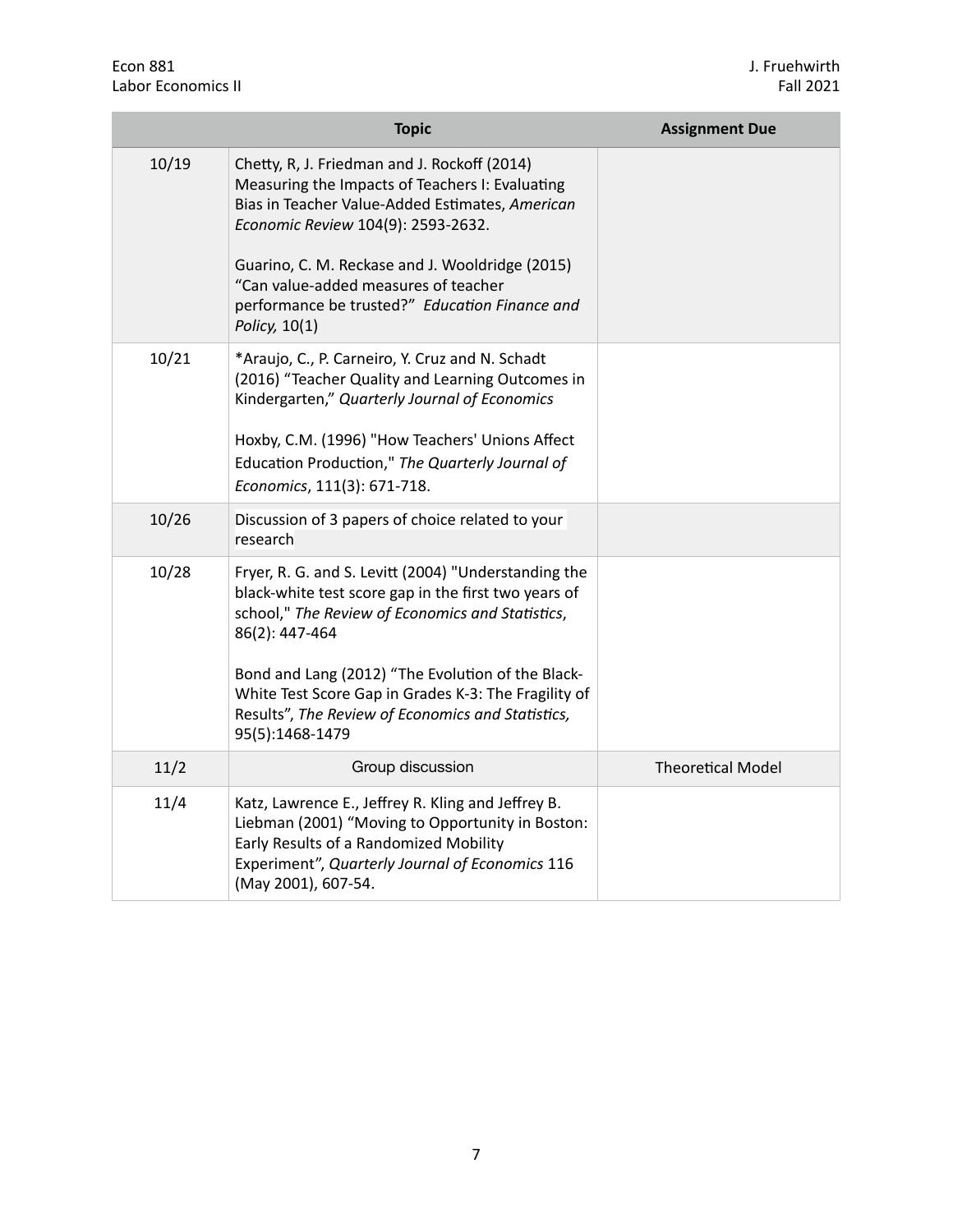| | Topic | Assignment Due |
|---|---|---|
| 10/19 | Chetty, R, J. Friedman and J. Rockoff (2014) Measuring the Impacts of Teachers I: Evaluating Bias in Teacher Value-Added Estimates, *American Economic Review* 104(9): 2593-2632.<br><br>Guarino, C. M. Reckase and J. Wooldridge (2015) "Can value-added measures of teacher performance be trusted?" *Education Finance and Policy,* 10(1) | |
| 10/21 | *Araujo, C., P. Carneiro, Y. Cruz and N. Schadt (2016) "Teacher Quality and Learning Outcomes in Kindergarten," *Quarterly Journal of Economics*<br><br>Hoxby, C.M. (1996) "How Teachers' Unions Affect Education Production," *The Quarterly Journal of Economics*, 111(3): 671-718. | |
| 10/26 | Discussion of 3 papers of choice related to your research | |
| 10/28 | Fryer, R. G. and S. Levitt (2004) "Understanding the black-white test score gap in the first two years of school," *The Review of Economics and Statistics*, 86(2): 447-464<br><br>Bond and Lang (2012) "The Evolution of the Black-White Test Score Gap in Grades K-3: The Fragility of Results", *The Review of Economics and Statistics,* 95(5):1468-1479 | |
| 11/2 | Group discussion | Theoretical Model |
| 11/4 | Katz, Lawrence E., Jeffrey R. Kling and Jeffrey B. Liebman (2001) "Moving to Opportunity in Boston: Early Results of a Randomized Mobility Experiment", *Quarterly Journal of Economics* 116 (May 2001), 607-54. | |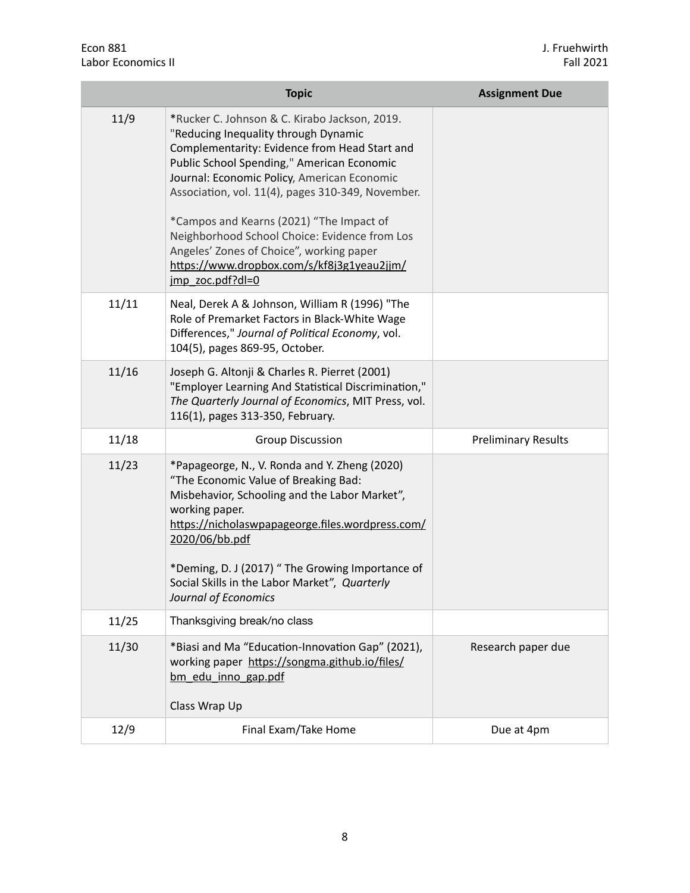| | Topic | Assignment Due |
|---|---|---|
| 11/9 | *Rucker C. Johnson & C. Kirabo Jackson, 2019. "Reducing Inequality through Dynamic Complementarity: Evidence from Head Start and Public School Spending," American Economic Journal: Economic Policy, American Economic Association, vol. 11(4), pages 310-349, November.<br><br>*Campos and Kearns (2021) "The Impact of Neighborhood School Choice: Evidence from Los Angeles' Zones of Choice", working paper https://www.dropbox.com/s/kf8j3g1yeau2jjm/jmp_zoc.pdf?dl=0 | |
| 11/11 | Neal, Derek A & Johnson, William R (1996) "The Role of Premarket Factors in Black-White Wage Differences," *Journal of Political Economy*, vol. 104(5), pages 869-95, October. | |
| 11/16 | Joseph G. Altonji & Charles R. Pierret (2001) "Employer Learning And Statistical Discrimination," *The Quarterly Journal of Economics*, MIT Press, vol. 116(1), pages 313-350, February. | |
| 11/18 | Group Discussion | Preliminary Results |
| 11/23 | *Papageorge, N., V. Ronda and Y. Zheng (2020) "The Economic Value of Breaking Bad: Misbehavior, Schooling and the Labor Market", working paper. https://nicholaswpapageorge.files.wordpress.com/2020/06/bb.pdf<br><br>*Deming, D. J (2017) " The Growing Importance of Social Skills in the Labor Market", *Quarterly Journal of Economics* | |
| 11/25 | Thanksgiving break/no class | |
| 11/30 | *Biasi and Ma "Education-Innovation Gap" (2021), working paper https://songma.github.io/files/bm_edu_inno_gap.pdf<br><br>Class Wrap Up | Research paper due |
| 12/9 | Final Exam/Take Home | Due at 4pm |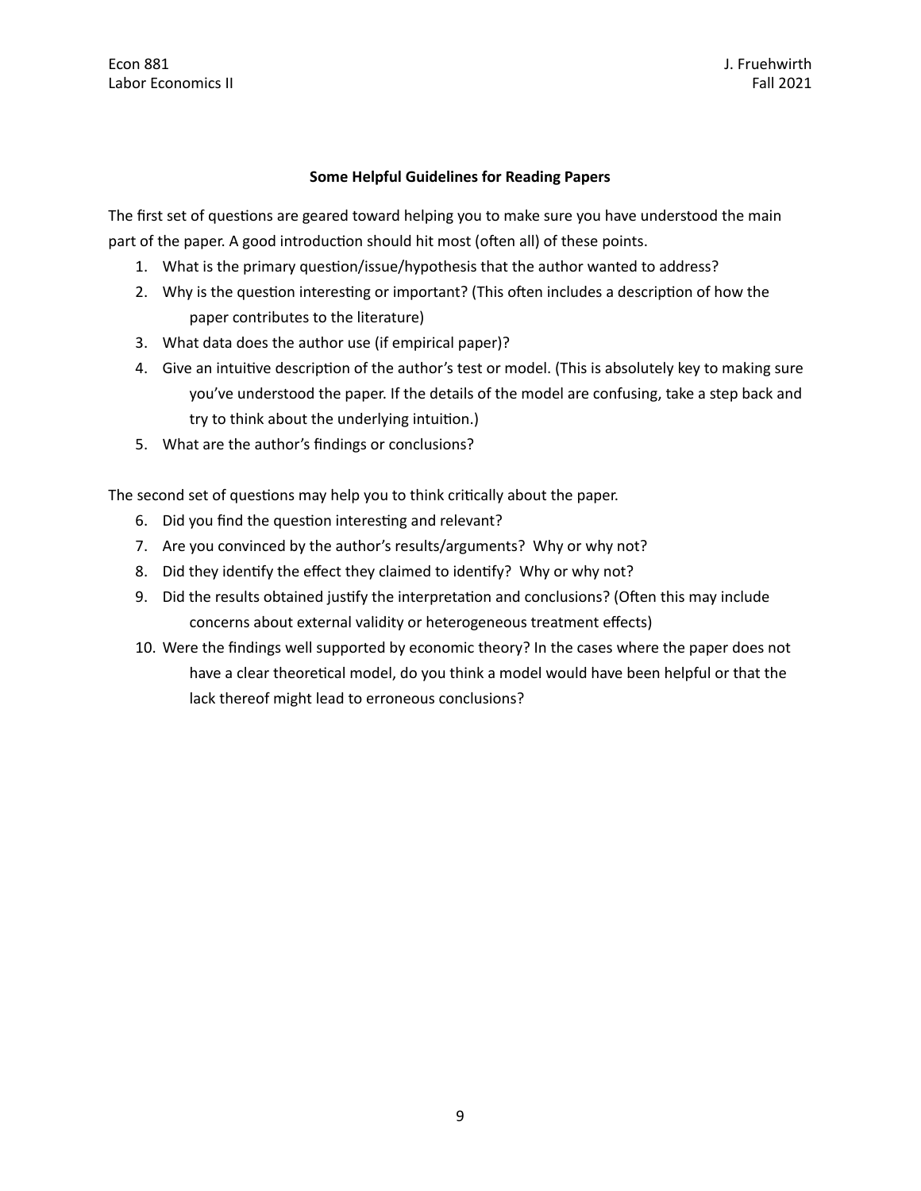### Some Helpful Guidelines for Reading Papers

The first set of questions are geared toward helping you to make sure you have understood the main part of the paper. A good introduction should hit most (often all) of these points.

1. What is the primary question/issue/hypothesis that the author wanted to address?
2. Why is the question interesting or important? (This often includes a description of how the paper contributes to the literature)
3. What data does the author use (if empirical paper)?
4. Give an intuitive description of the author's test or model. (This is absolutely key to making sure you've understood the paper. If the details of the model are confusing, take a step back and try to think about the underlying intuition.)
5. What are the author's findings or conclusions?

The second set of questions may help you to think critically about the paper.

6. Did you find the question interesting and relevant?
7. Are you convinced by the author's results/arguments? Why or why not?
8. Did they identify the effect they claimed to identify? Why or why not?
9. Did the results obtained justify the interpretation and conclusions? (Often this may include concerns about external validity or heterogeneous treatment effects)
10. Were the findings well supported by economic theory? In the cases where the paper does not have a clear theoretical model, do you think a model would have been helpful or that the lack thereof might lead to erroneous conclusions?